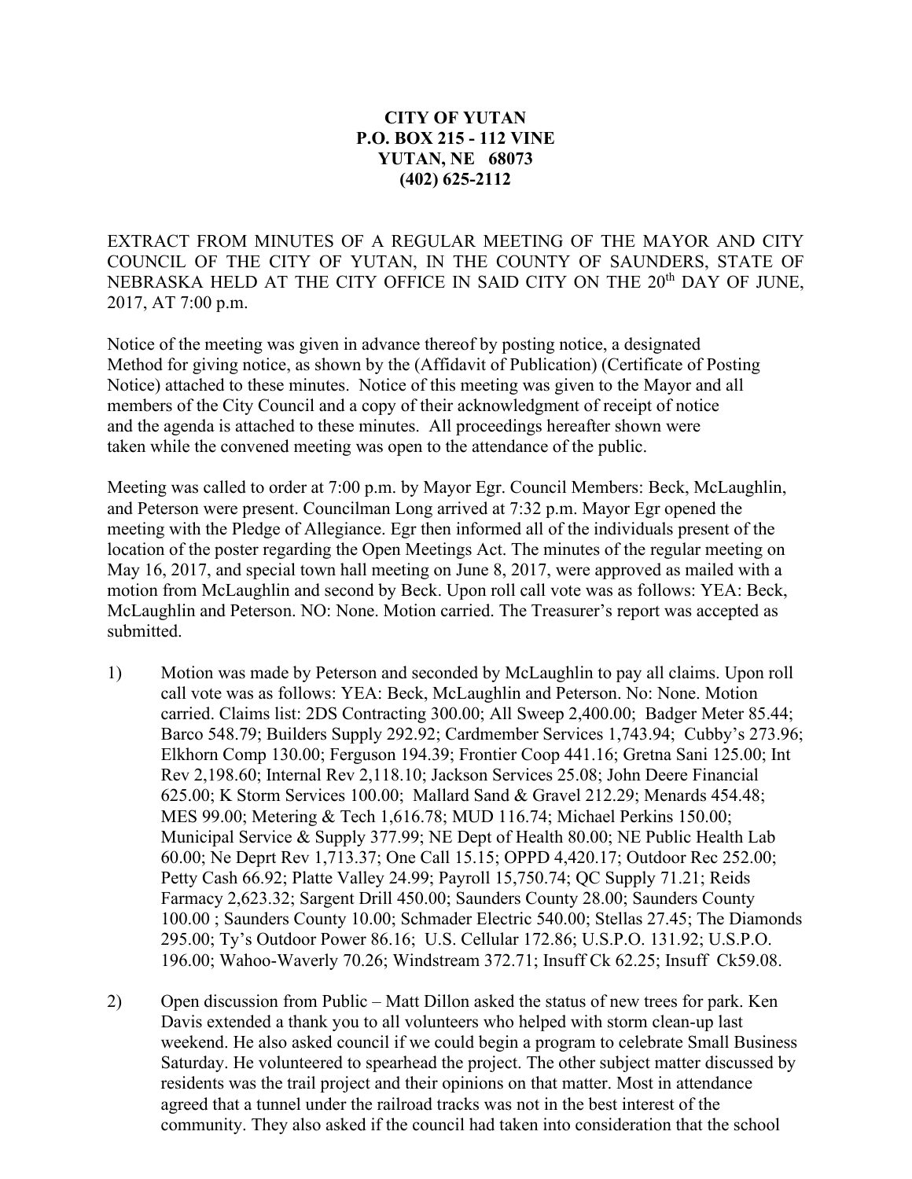**CITY OF YUTAN**
**P.O. BOX 215 - 112 VINE**
**YUTAN, NE 68073**
**(402) 625-2112**

EXTRACT FROM MINUTES OF A REGULAR MEETING OF THE MAYOR AND CITY COUNCIL OF THE CITY OF YUTAN, IN THE COUNTY OF SAUNDERS, STATE OF NEBRASKA HELD AT THE CITY OFFICE IN SAID CITY ON THE 20th DAY OF JUNE, 2017, AT 7:00 p.m.

Notice of the meeting was given in advance thereof by posting notice, a designated Method for giving notice, as shown by the (Affidavit of Publication) (Certificate of Posting Notice) attached to these minutes. Notice of this meeting was given to the Mayor and all members of the City Council and a copy of their acknowledgment of receipt of notice and the agenda is attached to these minutes. All proceedings hereafter shown were taken while the convened meeting was open to the attendance of the public.

Meeting was called to order at 7:00 p.m. by Mayor Egr. Council Members: Beck, McLaughlin, and Peterson were present. Councilman Long arrived at 7:32 p.m. Mayor Egr opened the meeting with the Pledge of Allegiance. Egr then informed all of the individuals present of the location of the poster regarding the Open Meetings Act. The minutes of the regular meeting on May 16, 2017, and special town hall meeting on June 8, 2017, were approved as mailed with a motion from McLaughlin and second by Beck. Upon roll call vote was as follows: YEA: Beck, McLaughlin and Peterson. NO: None. Motion carried. The Treasurer's report was accepted as submitted.

1) Motion was made by Peterson and seconded by McLaughlin to pay all claims. Upon roll call vote was as follows: YEA: Beck, McLaughlin and Peterson. No: None. Motion carried. Claims list: 2DS Contracting 300.00; All Sweep 2,400.00; Badger Meter 85.44; Barco 548.79; Builders Supply 292.92; Cardmember Services 1,743.94; Cubby's 273.96; Elkhorn Comp 130.00; Ferguson 194.39; Frontier Coop 441.16; Gretna Sani 125.00; Int Rev 2,198.60; Internal Rev 2,118.10; Jackson Services 25.08; John Deere Financial 625.00; K Storm Services 100.00; Mallard Sand & Gravel 212.29; Menards 454.48; MES 99.00; Metering & Tech 1,616.78; MUD 116.74; Michael Perkins 150.00; Municipal Service & Supply 377.99; NE Dept of Health 80.00; NE Public Health Lab 60.00; Ne Deprt Rev 1,713.37; One Call 15.15; OPPD 4,420.17; Outdoor Rec 252.00; Petty Cash 66.92; Platte Valley 24.99; Payroll 15,750.74; QC Supply 71.21; Reids Farmacy 2,623.32; Sargent Drill 450.00; Saunders County 28.00; Saunders County 100.00 ; Saunders County 10.00; Schmader Electric 540.00; Stellas 27.45; The Diamonds 295.00; Ty's Outdoor Power 86.16; U.S. Cellular 172.86; U.S.P.O. 131.92; U.S.P.O. 196.00; Wahoo-Waverly 70.26; Windstream 372.71; Insuff Ck 62.25; Insuff Ck59.08.

2) Open discussion from Public – Matt Dillon asked the status of new trees for park. Ken Davis extended a thank you to all volunteers who helped with storm clean-up last weekend. He also asked council if we could begin a program to celebrate Small Business Saturday. He volunteered to spearhead the project. The other subject matter discussed by residents was the trail project and their opinions on that matter. Most in attendance agreed that a tunnel under the railroad tracks was not in the best interest of the community. They also asked if the council had taken into consideration that the school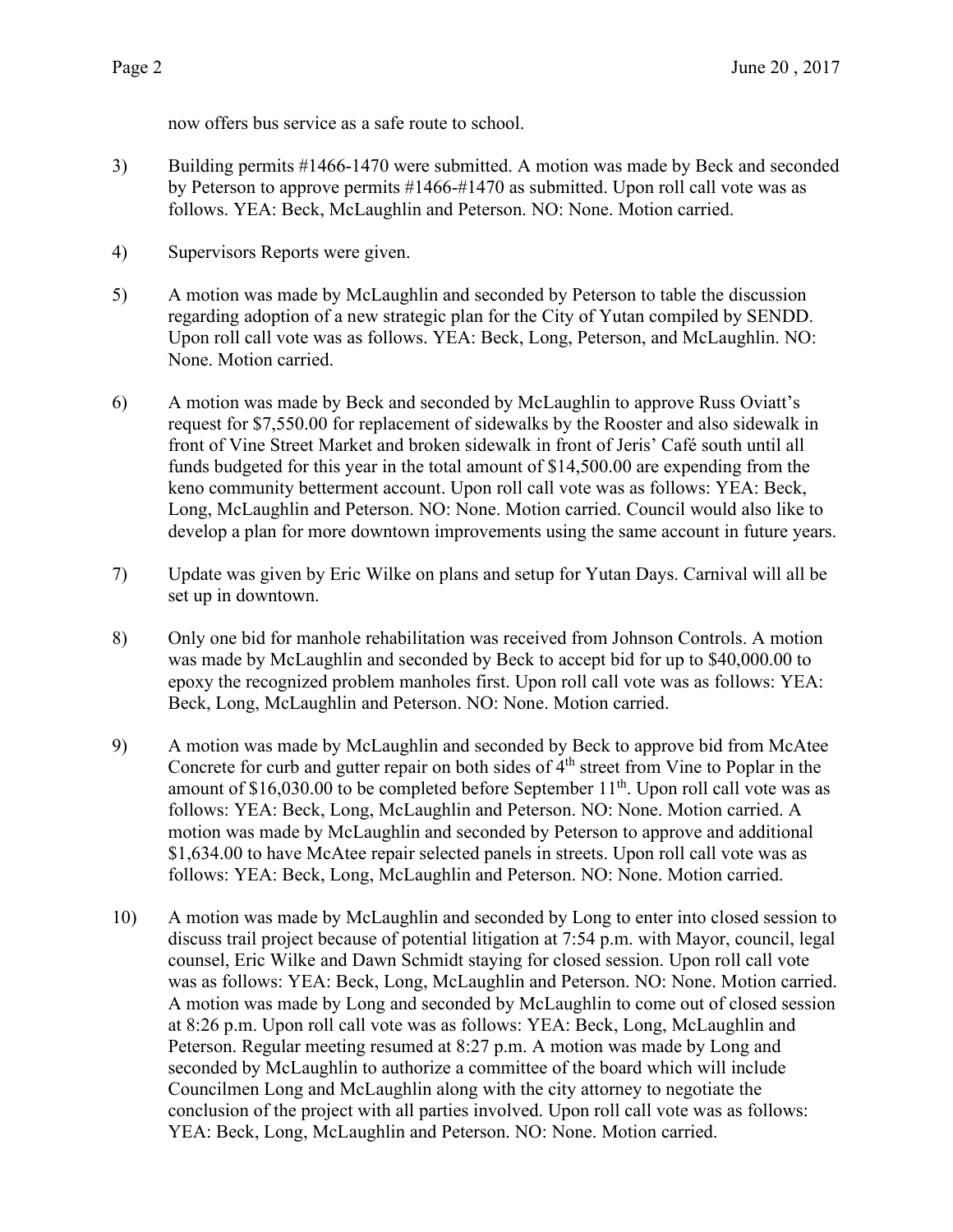now offers bus service as a safe route to school.

3) Building permits #1466-1470 were submitted. A motion was made by Beck and seconded by Peterson to approve permits #1466-#1470 as submitted. Upon roll call vote was as follows. YEA: Beck, McLaughlin and Peterson. NO: None. Motion carried.

4) Supervisors Reports were given.

5) A motion was made by McLaughlin and seconded by Peterson to table the discussion regarding adoption of a new strategic plan for the City of Yutan compiled by SENDD. Upon roll call vote was as follows. YEA: Beck, Long, Peterson, and McLaughlin. NO: None. Motion carried.

6) A motion was made by Beck and seconded by McLaughlin to approve Russ Oviatt's request for $7,550.00 for replacement of sidewalks by the Rooster and also sidewalk in front of Vine Street Market and broken sidewalk in front of Jeris' Café south until all funds budgeted for this year in the total amount of $14,500.00 are expending from the keno community betterment account. Upon roll call vote was as follows: YEA: Beck, Long, McLaughlin and Peterson. NO: None. Motion carried. Council would also like to develop a plan for more downtown improvements using the same account in future years.

7) Update was given by Eric Wilke on plans and setup for Yutan Days. Carnival will all be set up in downtown.

8) Only one bid for manhole rehabilitation was received from Johnson Controls. A motion was made by McLaughlin and seconded by Beck to accept bid for up to $40,000.00 to epoxy the recognized problem manholes first. Upon roll call vote was as follows: YEA: Beck, Long, McLaughlin and Peterson. NO: None. Motion carried.

9) A motion was made by McLaughlin and seconded by Beck to approve bid from McAtee Concrete for curb and gutter repair on both sides of 4th street from Vine to Poplar in the amount of $16,030.00 to be completed before September 11th. Upon roll call vote was as follows: YEA: Beck, Long, McLaughlin and Peterson. NO: None. Motion carried. A motion was made by McLaughlin and seconded by Peterson to approve and additional $1,634.00 to have McAtee repair selected panels in streets. Upon roll call vote was as follows: YEA: Beck, Long, McLaughlin and Peterson. NO: None. Motion carried.

10) A motion was made by McLaughlin and seconded by Long to enter into closed session to discuss trail project because of potential litigation at 7:54 p.m. with Mayor, council, legal counsel, Eric Wilke and Dawn Schmidt staying for closed session. Upon roll call vote was as follows: YEA: Beck, Long, McLaughlin and Peterson. NO: None. Motion carried. A motion was made by Long and seconded by McLaughlin to come out of closed session at 8:26 p.m. Upon roll call vote was as follows: YEA: Beck, Long, McLaughlin and Peterson. Regular meeting resumed at 8:27 p.m. A motion was made by Long and seconded by McLaughlin to authorize a committee of the board which will include Councilmen Long and McLaughlin along with the city attorney to negotiate the conclusion of the project with all parties involved. Upon roll call vote was as follows: YEA: Beck, Long, McLaughlin and Peterson. NO: None. Motion carried.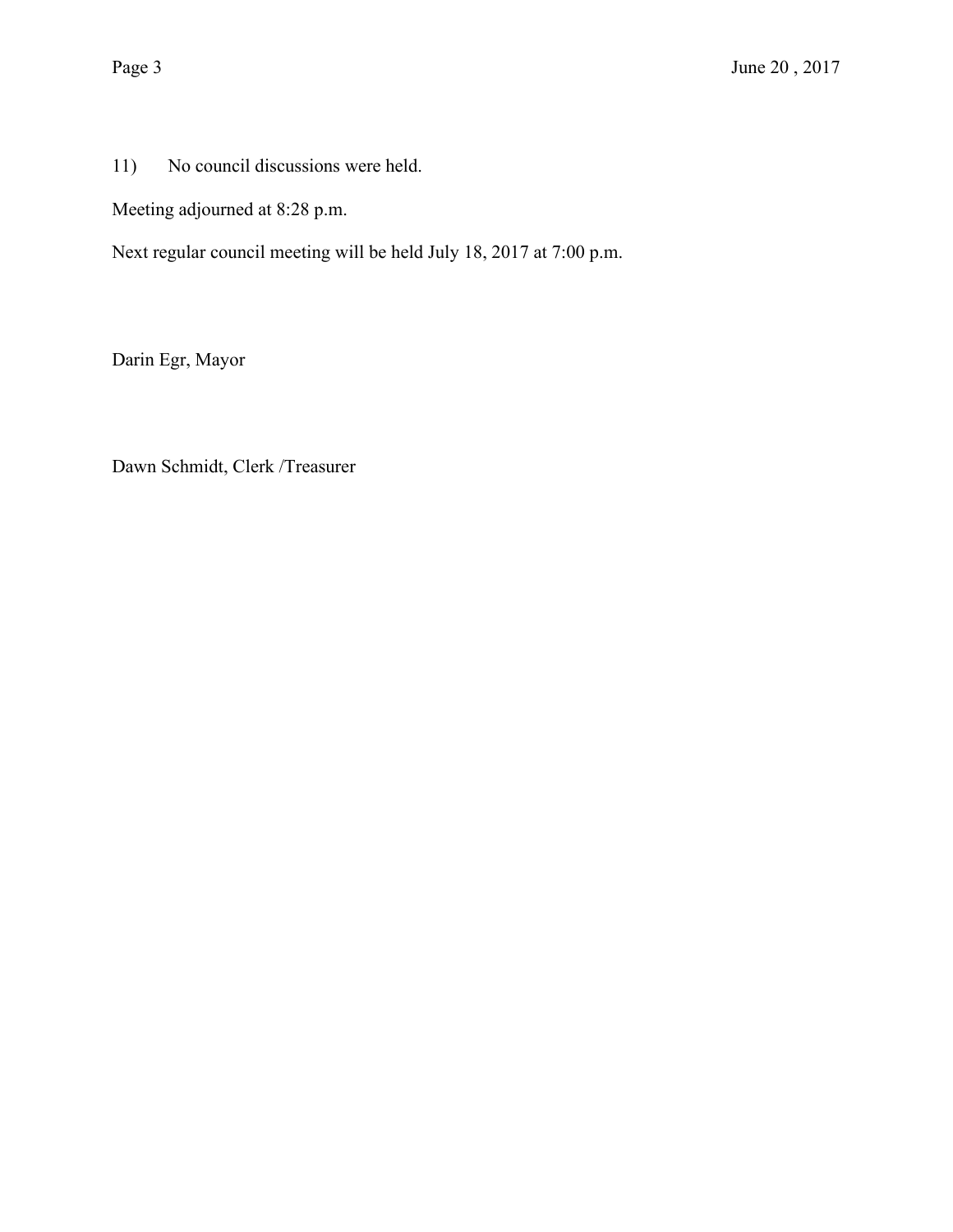11) No council discussions were held.

Meeting adjourned at 8:28 p.m.

Next regular council meeting will be held July 18, 2017 at 7:00 p.m.

Darin Egr, Mayor

Dawn Schmidt, Clerk /Treasurer